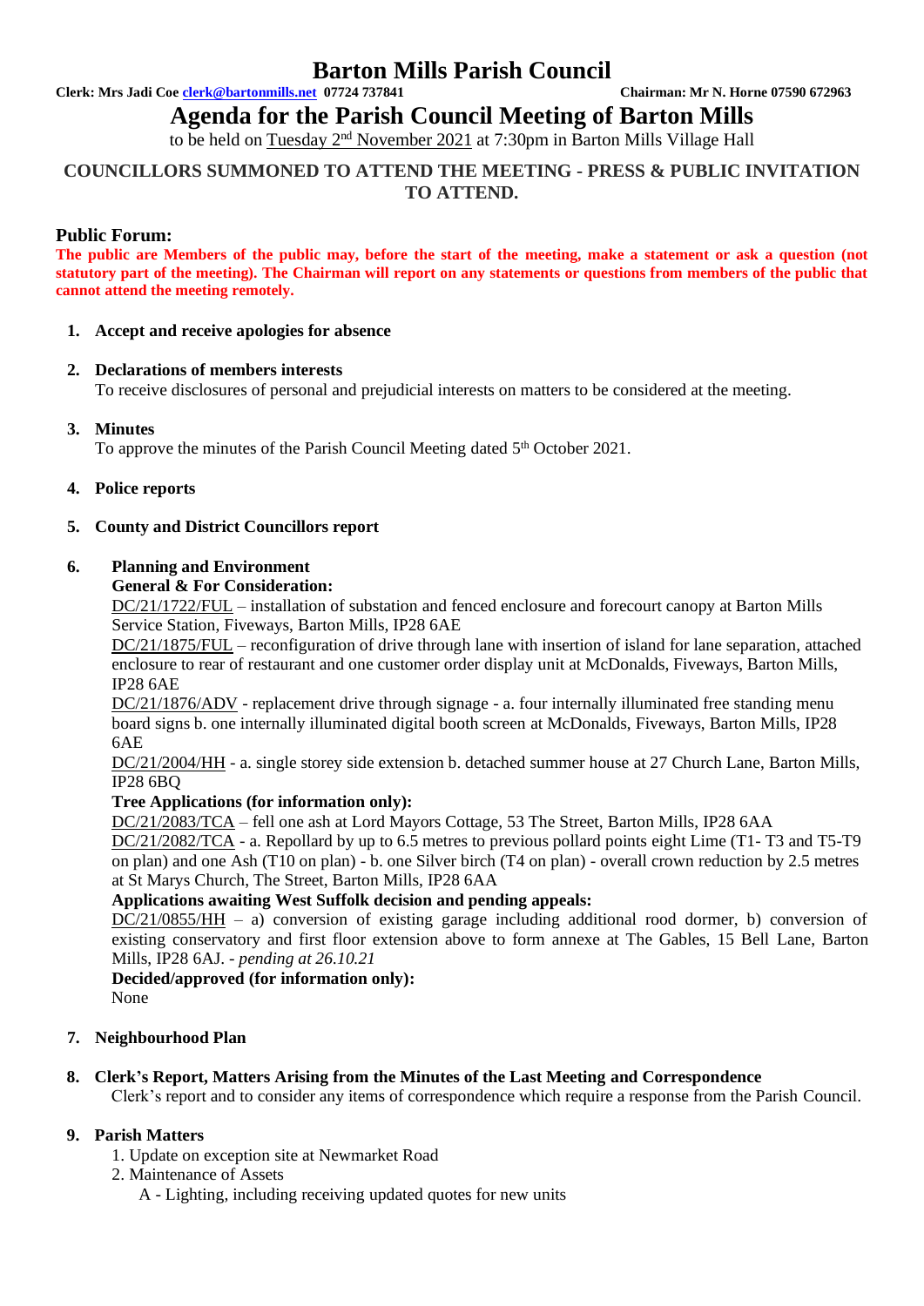# Barton Mills Parish Council

**Clerk: Mrs Jadi Coe [clerk@bartonmills.net](mailto:clerk@bartonmills.net) 07724 737841** **Chairman: Mr N. Horne 07590 672963**

## Agenda for the Parish Council Meeting of Barton Mills

to be held on Tuesday 2nd November 2021 at 7:30pm in Barton Mills Village Hall

**COUNCILLORS SUMMONED TO ATTEND THE MEETING - PRESS & PUBLIC INVITATION TO ATTEND.**

### Public Forum:

**The public are Members of the public may, before the start of the meeting, make a statement or ask a question (not statutory part of the meeting). The Chairman will report on any statements or questions from members of the public that cannot attend the meeting remotely.**

1. **Accept and receive apologies for absence**

2. **Declarations of members interests**
   To receive disclosures of personal and prejudicial interests on matters to be considered at the meeting.

3. **Minutes**
   To approve the minutes of the Parish Council Meeting dated 5th October 2021.

4. **Police reports**

5. **County and District Councillors report**

6. **Planning and Environment**
   **General & For Consideration:**
   DC/21/1722/FUL – installation of substation and fenced enclosure and forecourt canopy at Barton Mills Service Station, Fiveways, Barton Mills, IP28 6AE
   DC/21/1875/FUL – reconfiguration of drive through lane with insertion of island for lane separation, attached enclosure to rear of restaurant and one customer order display unit at McDonalds, Fiveways, Barton Mills, IP28 6AE
   DC/21/1876/ADV - replacement drive through signage - a. four internally illuminated free standing menu board signs b. one internally illuminated digital booth screen at McDonalds, Fiveways, Barton Mills, IP28 6AE
   DC/21/2004/HH - a. single storey side extension b. detached summer house at 27 Church Lane, Barton Mills, IP28 6BQ
   **Tree Applications (for information only):**
   DC/21/2083/TCA – fell one ash at Lord Mayors Cottage, 53 The Street, Barton Mills, IP28 6AA
   DC/21/2082/TCA - a. Repollard by up to 6.5 metres to previous pollard points eight Lime (T1- T3 and T5-T9 on plan) and one Ash (T10 on plan) - b. one Silver birch (T4 on plan) - overall crown reduction by 2.5 metres at St Marys Church, The Street, Barton Mills, IP28 6AA
   **Applications awaiting West Suffolk decision and pending appeals:**
   DC/21/0855/HH – a) conversion of existing garage including additional rood dormer, b) conversion of existing conservatory and first floor extension above to form annexe at The Gables, 15 Bell Lane, Barton Mills, IP28 6AJ. - *pending at 26.10.21*
   **Decided/approved (for information only):**
   None

7. **Neighbourhood Plan**

8. **Clerk's Report, Matters Arising from the Minutes of the Last Meeting and Correspondence**
   Clerk's report and to consider any items of correspondence which require a response from the Parish Council.

9. **Parish Matters**
   1. Update on exception site at Newmarket Road
   2. Maintenance of Assets
      A - Lighting, including receiving updated quotes for new units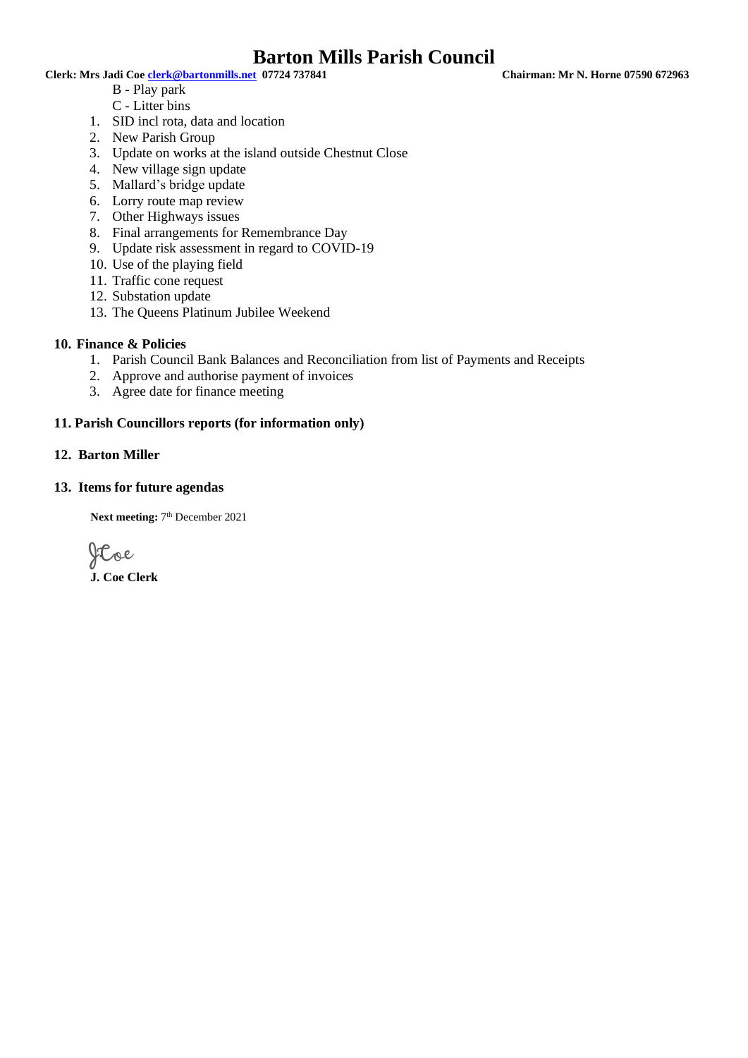# Barton Mills Parish Council

**Clerk: Mrs Jadi Coe [clerk@bartonmills.net](mailto:clerk@bartonmills.net) 07724 737841 Chairman: Mr N. Horne 07590 672963**

B - Play park

C - Litter bins

1. SID incl rota, data and location
2. New Parish Group
3. Update on works at the island outside Chestnut Close
4. New village sign update
5. Mallard's bridge update
6. Lorry route map review
7. Other Highways issues
8. Final arrangements for Remembrance Day
9. Update risk assessment in regard to COVID-19
10. Use of the playing field
11. Traffic cone request
12. Substation update
13. The Queens Platinum Jubilee Weekend

**10. Finance & Policies**

1. Parish Council Bank Balances and Reconciliation from list of Payments and Receipts
2. Approve and authorise payment of invoices
3. Agree date for finance meeting

**11. Parish Councillors reports (for information only)**

**12. Barton Miller**

**13. Items for future agendas**

**Next meeting:** 7th December 2021

JCoe

**J. Coe Clerk**